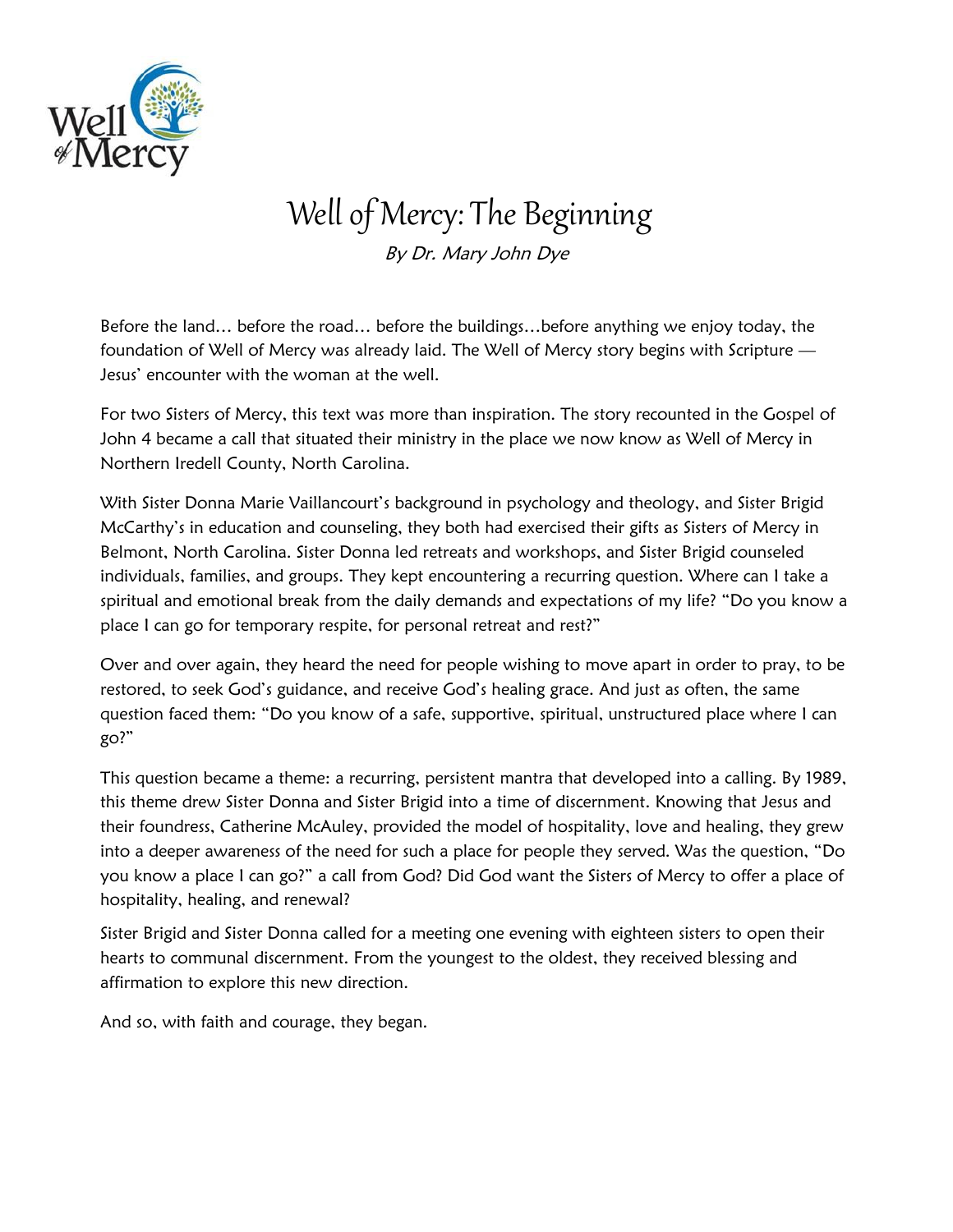# Well of Mercy: The Beginning

*By Dr. Mary John Dye*

Before the land… before the road… before the buildings…before anything we enjoy today, the foundation of Well of Mercy was already laid. The Well of Mercy story begins with Scripture — Jesus' encounter with the woman at the well.

For two Sisters of Mercy, this text was more than inspiration. The story recounted in the Gospel of John 4 became a call that situated their ministry in the place we now know as Well of Mercy in Northern Iredell County, North Carolina.

With Sister Donna Marie Vaillancourt's background in psychology and theology, and Sister Brigid McCarthy's in education and counseling, they both had exercised their gifts as Sisters of Mercy in Belmont, North Carolina. Sister Donna led retreats and workshops, and Sister Brigid counseled individuals, families, and groups. They kept encountering a recurring question. Where can I take a spiritual and emotional break from the daily demands and expectations of my life? "Do you know a place I can go for temporary respite, for personal retreat and rest?"

Over and over again, they heard the need for people wishing to move apart in order to pray, to be restored, to seek God's guidance, and receive God's healing grace. And just as often, the same question faced them: "Do you know of a safe, supportive, spiritual, unstructured place where I can go?"

This question became a theme: a recurring, persistent mantra that developed into a calling. By 1989, this theme drew Sister Donna and Sister Brigid into a time of discernment. Knowing that Jesus and their foundress, Catherine McAuley, provided the model of hospitality, love and healing, they grew into a deeper awareness of the need for such a place for people they served. Was the question, "Do you know a place I can go?" a call from God? Did God want the Sisters of Mercy to offer a place of hospitality, healing, and renewal?

Sister Brigid and Sister Donna called for a meeting one evening with eighteen sisters to open their hearts to communal discernment. From the youngest to the oldest, they received blessing and affirmation to explore this new direction.

And so, with faith and courage, they began.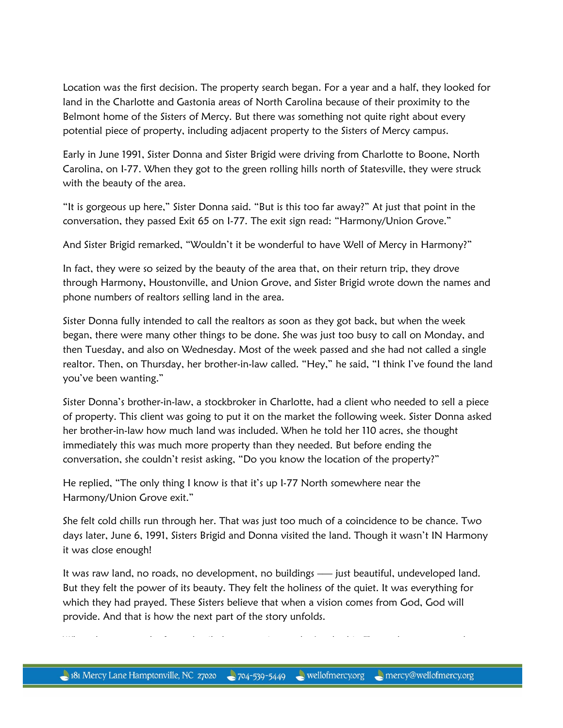Location was the first decision. The property search began. For a year and a half, they looked for land in the Charlotte and Gastonia areas of North Carolina because of their proximity to the Belmont home of the Sisters of Mercy. But there was something not quite right about every potential piece of property, including adjacent property to the Sisters of Mercy campus.

Early in June 1991, Sister Donna and Sister Brigid were driving from Charlotte to Boone, North Carolina, on I-77. When they got to the green rolling hills north of Statesville, they were struck with the beauty of the area.

"It is gorgeous up here," Sister Donna said. "But is this too far away?" At just that point in the conversation, they passed Exit 65 on I-77. The exit sign read: "Harmony/Union Grove."

And Sister Brigid remarked, "Wouldn't it be wonderful to have Well of Mercy in Harmony?"

In fact, they were so seized by the beauty of the area that, on their return trip, they drove through Harmony, Houstonville, and Union Grove, and Sister Brigid wrote down the names and phone numbers of realtors selling land in the area.

Sister Donna fully intended to call the realtors as soon as they got back, but when the week began, there were many other things to be done. She was just too busy to call on Monday, and then Tuesday, and also on Wednesday. Most of the week passed and she had not called a single realtor. Then, on Thursday, her brother-in-law called. "Hey," he said, "I think I've found the land you've been wanting."

Sister Donna's brother-in-law, a stockbroker in Charlotte, had a client who needed to sell a piece of property. This client was going to put it on the market the following week. Sister Donna asked her brother-in-law how much land was included. When he told her 110 acres, she thought immediately this was much more property than they needed. But before ending the conversation, she couldn't resist asking, "Do you know the location of the property?"

He replied, "The only thing I know is that it's up I-77 North somewhere near the Harmony/Union Grove exit."

She felt cold chills run through her. That was just too much of a coincidence to be chance. Two days later, June 6, 1991, Sisters Brigid and Donna visited the land. Though it wasn't IN Harmony it was close enough!

It was raw land, no roads, no development, no buildings — just beautiful, undeveloped land. But they felt the power of its beauty. They felt the holiness of the quiet. It was everything for which they had prayed. These Sisters believe that when a vision comes from God, God will provide. And that is how the next part of the story unfolds.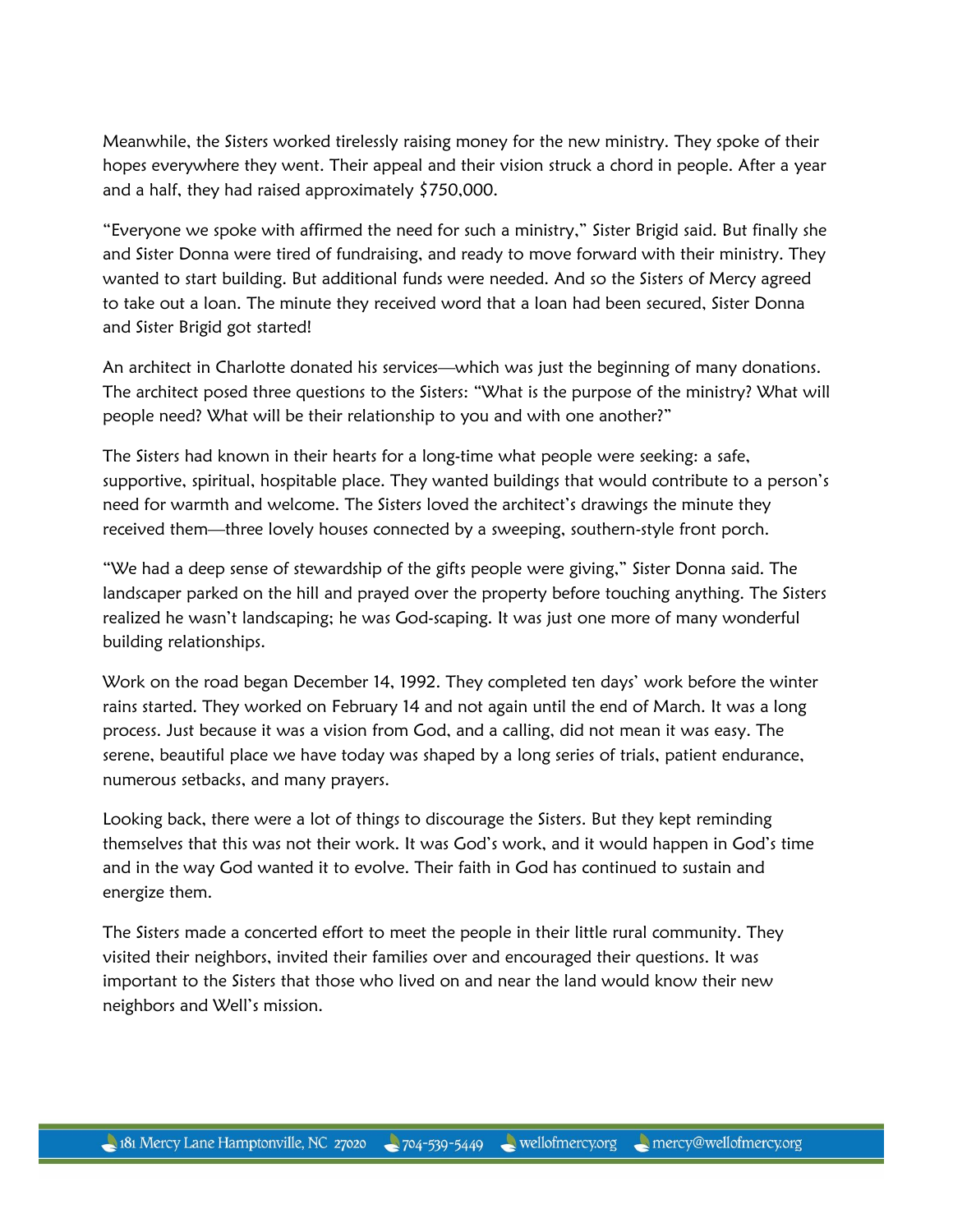Meanwhile, the Sisters worked tirelessly raising money for the new ministry. They spoke of their hopes everywhere they went. Their appeal and their vision struck a chord in people. After a year and a half, they had raised approximately $750,000.

"Everyone we spoke with affirmed the need for such a ministry," Sister Brigid said. But finally she and Sister Donna were tired of fundraising, and ready to move forward with their ministry. They wanted to start building. But additional funds were needed. And so the Sisters of Mercy agreed to take out a loan. The minute they received word that a loan had been secured, Sister Donna and Sister Brigid got started!

An architect in Charlotte donated his services—which was just the beginning of many donations. The architect posed three questions to the Sisters: "What is the purpose of the ministry? What will people need? What will be their relationship to you and with one another?"

The Sisters had known in their hearts for a long-time what people were seeking: a safe, supportive, spiritual, hospitable place. They wanted buildings that would contribute to a person's need for warmth and welcome. The Sisters loved the architect's drawings the minute they received them—three lovely houses connected by a sweeping, southern-style front porch.

"We had a deep sense of stewardship of the gifts people were giving," Sister Donna said. The landscaper parked on the hill and prayed over the property before touching anything. The Sisters realized he wasn't landscaping; he was God-scaping. It was just one more of many wonderful building relationships.

Work on the road began December 14, 1992. They completed ten days' work before the winter rains started. They worked on February 14 and not again until the end of March. It was a long process. Just because it was a vision from God, and a calling, did not mean it was easy. The serene, beautiful place we have today was shaped by a long series of trials, patient endurance, numerous setbacks, and many prayers.

Looking back, there were a lot of things to discourage the Sisters. But they kept reminding themselves that this was not their work. It was God's work, and it would happen in God's time and in the way God wanted it to evolve. Their faith in God has continued to sustain and energize them.

The Sisters made a concerted effort to meet the people in their little rural community. They visited their neighbors, invited their families over and encouraged their questions. It was important to the Sisters that those who lived on and near the land would know their new neighbors and Well's mission.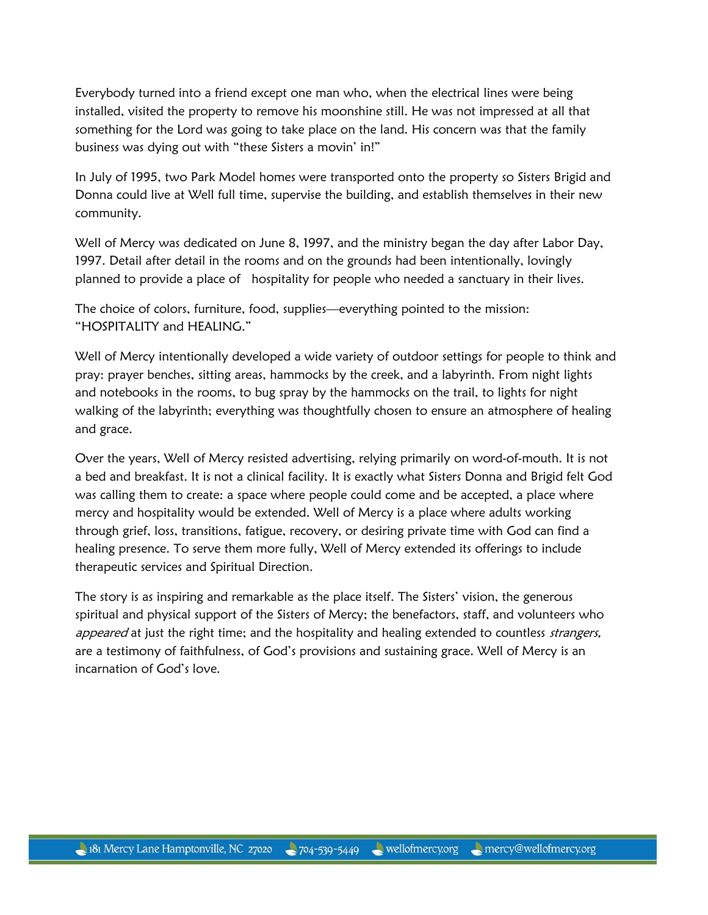Everybody turned into a friend except one man who, when the electrical lines were being installed, visited the property to remove his moonshine still. He was not impressed at all that something for the Lord was going to take place on the land. His concern was that the family business was dying out with "these Sisters a movin' in!"

In July of 1995, two Park Model homes were transported onto the property so Sisters Brigid and Donna could live at Well full time, supervise the building, and establish themselves in their new community.

Well of Mercy was dedicated on June 8, 1997, and the ministry began the day after Labor Day, 1997. Detail after detail in the rooms and on the grounds had been intentionally, lovingly planned to provide a place of hospitality for people who needed a sanctuary in their lives.

The choice of colors, furniture, food, supplies—everything pointed to the mission: "HOSPITALITY and HEALING."

Well of Mercy intentionally developed a wide variety of outdoor settings for people to think and pray: prayer benches, sitting areas, hammocks by the creek, and a labyrinth. From night lights and notebooks in the rooms, to bug spray by the hammocks on the trail, to lights for night walking of the labyrinth; everything was thoughtfully chosen to ensure an atmosphere of healing and grace.

Over the years, Well of Mercy resisted advertising, relying primarily on word-of-mouth. It is not a bed and breakfast. It is not a clinical facility. It is exactly what Sisters Donna and Brigid felt God was calling them to create: a space where people could come and be accepted, a place where mercy and hospitality would be extended. Well of Mercy is a place where adults working through grief, loss, transitions, fatigue, recovery, or desiring private time with God can find a healing presence. To serve them more fully, Well of Mercy extended its offerings to include therapeutic services and Spiritual Direction.

The story is as inspiring and remarkable as the place itself. The Sisters' vision, the generous spiritual and physical support of the Sisters of Mercy; the benefactors, staff, and volunteers who *appeared* at just the right time; and the hospitality and healing extended to countless *strangers,* are a testimony of faithfulness, of God's provisions and sustaining grace. Well of Mercy is an incarnation of God's love.